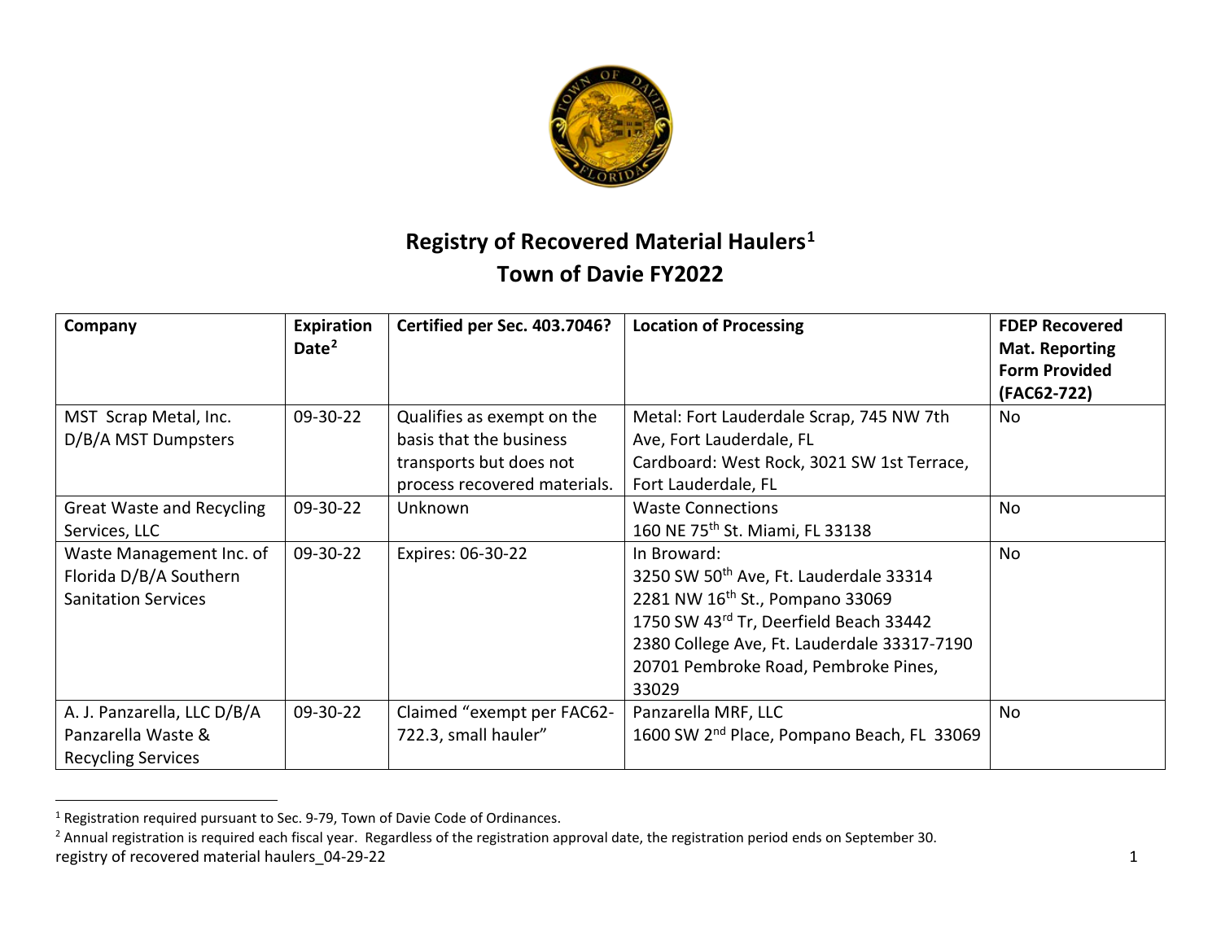# Registry of Recovered Material Haulers[1]
# Town of Davie FY2022

| Company | Expiration Date[2] | Certified per Sec. 403.7046? | Location of Processing | FDEP Recovered Mat. Reporting Form Provided (FAC62-722) |
|---|---|---|---|---|
| MST Scrap Metal, Inc. D/B/A MST Dumpsters | 09-30-22 | Qualifies as exempt on the basis that the business transports but does not process recovered materials. | Metal: Fort Lauderdale Scrap, 745 NW 7th Ave, Fort Lauderdale, FL<br>Cardboard: West Rock, 3021 SW 1st Terrace, Fort Lauderdale, FL | No |
| Great Waste and Recycling Services, LLC | 09-30-22 | Unknown | Waste Connections<br>160 NE 75th St. Miami, FL 33138 | No |
| Waste Management Inc. of Florida D/B/A Southern Sanitation Services | 09-30-22 | Expires: 06-30-22 | In Broward:<br>3250 SW 50th Ave, Ft. Lauderdale 33314<br>2281 NW 16th St., Pompano 33069<br>1750 SW 43rd Tr, Deerfield Beach 33442<br>2380 College Ave, Ft. Lauderdale 33317-7190<br>20701 Pembroke Road, Pembroke Pines, 33029 | No |
| A. J. Panzarella, LLC D/B/A Panzarella Waste & Recycling Services | 09-30-22 | Claimed "exempt per FAC62-722.3, small hauler" | Panzarella MRF, LLC<br>1600 SW 2nd Place, Pompano Beach, FL 33069 | No |

[1] Registration required pursuant to Sec. 9-79, Town of Davie Code of Ordinances.

[2] Annual registration is required each fiscal year. Regardless of the registration approval date, the registration period ends on September 30.

registry of recovered material haulers_04-29-22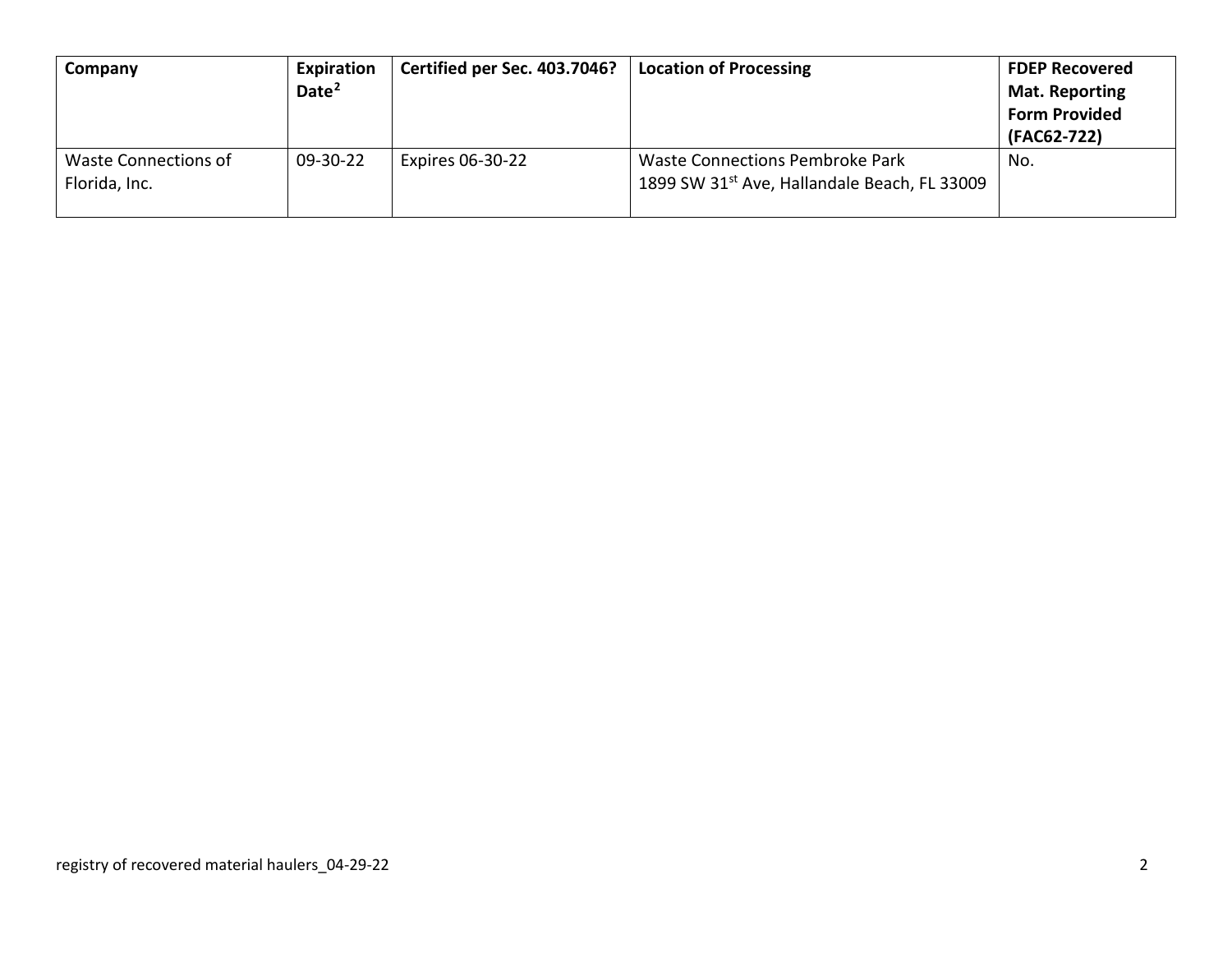| Company | Expiration Date[2] | Certified per Sec. 403.7046? | Location of Processing | FDEP Recovered Mat. Reporting Form Provided (FAC62-722) |
| --- | --- | --- | --- | --- |
| Waste Connections of Florida, Inc. | 09-30-22 | Expires 06-30-22 | Waste Connections Pembroke Park 1899 SW 31st Ave, Hallandale Beach, FL 33009 | No. |